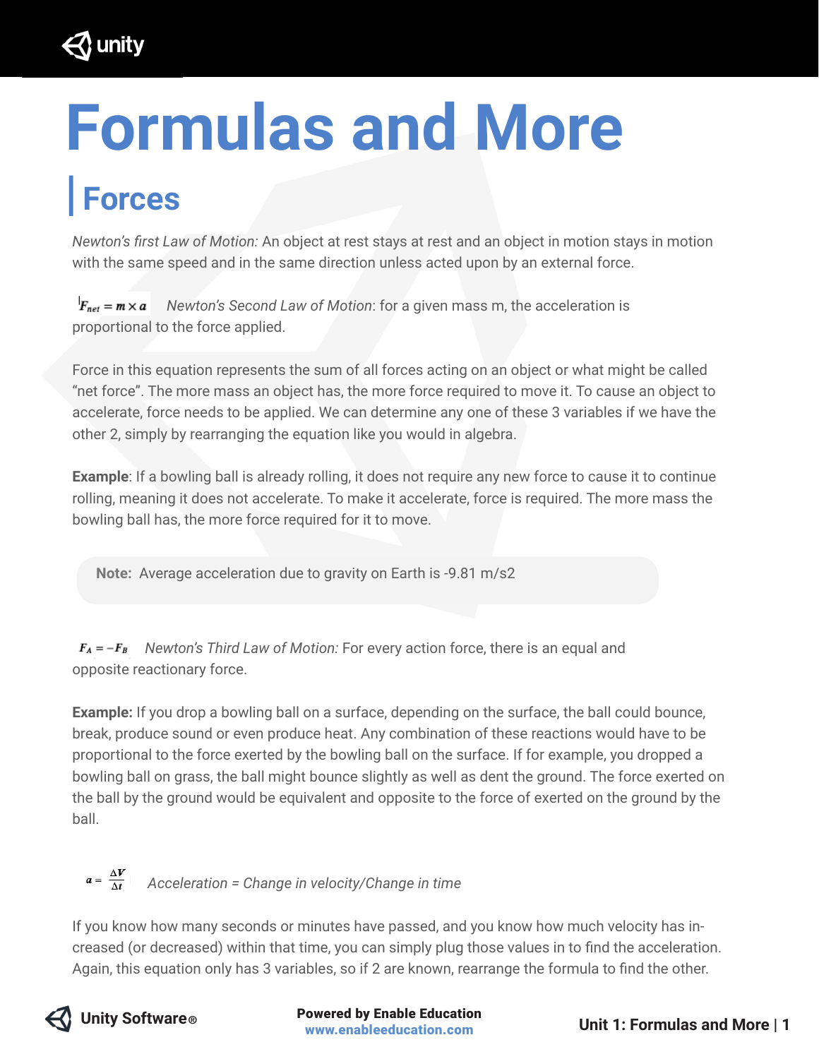# Formulas and More

## Forces

*Newton's first Law of Motion:* An object at rest stays at rest and an object in motion stays in motion with the same speed and in the same direction unless acted upon by an external force.

$F_{net} = m \times a$ *Newton's Second Law of Motion*: for a given mass m, the acceleration is proportional to the force applied.

Force in this equation represents the sum of all forces acting on an object or what might be called "net force". The more mass an object has, the more force required to move it. To cause an object to accelerate, force needs to be applied. We can determine any one of these 3 variables if we have the other 2, simply by rearranging the equation like you would in algebra.

**Example**: If a bowling ball is already rolling, it does not require any new force to cause it to continue rolling, meaning it does not accelerate. To make it accelerate, force is required. The more mass the bowling ball has, the more force required for it to move.

> **Note:** Average acceleration due to gravity on Earth is -9.81 m/s2

$F_A = -F_B$ *Newton's Third Law of Motion:* For every action force, there is an equal and opposite reactionary force.

**Example:** If you drop a bowling ball on a surface, depending on the surface, the ball could bounce, break, produce sound or even produce heat. Any combination of these reactions would have to be proportional to the force exerted by the bowling ball on the surface. If for example, you dropped a bowling ball on grass, the ball might bounce slightly as well as dent the ground. The force exerted on the ball by the ground would be equivalent and opposite to the force of exerted on the ground by the ball.

$a = \frac{\Delta V}{\Delta t}$ *Acceleration = Change in velocity/Change in time*

If you know how many seconds or minutes have passed, and you know how much velocity has increased (or decreased) within that time, you can simply plug those values in to find the acceleration. Again, this equation only has 3 variables, so if 2 are known, rearrange the formula to find the other.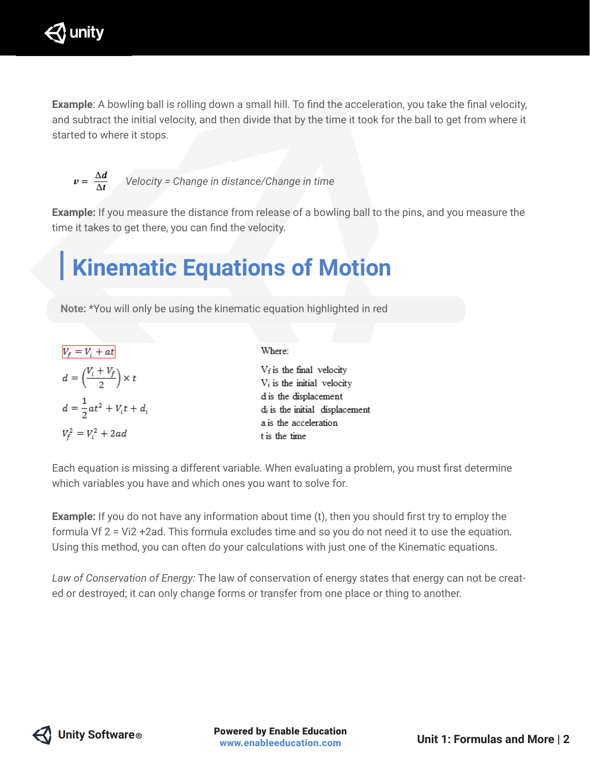**Example**: A bowling ball is rolling down a small hill. To find the acceleration, you take the final velocity, and subtract the initial velocity, and then divide that by the time it took for the ball to get from where it started to where it stops.

$$v = \frac{\Delta d}{\Delta t}$$ *Velocity = Change in distance/Change in time*

**Example:** If you measure the distance from release of a bowling ball to the pins, and you measure the time it takes to get there, you can find the velocity.

# Kinematic Equations of Motion

**Note:** *You will only be using the kinematic equation highlighted in red

$$V_f = V_i + at$$

$$d = \left(\frac{V_i + V_f}{2}\right) \times t$$

$$d = \frac{1}{2}at^2 + V_i t + d_i$$

$$V_f^2 = V_i^2 + 2ad$$

Where:

$V_f$ is the final velocity
$V_i$ is the initial velocity
$d$ is the displacement
$d_i$ is the initial displacement
$a$ is the acceleration
$t$ is the time

Each equation is missing a different variable. When evaluating a problem, you must first determine which variables you have and which ones you want to solve for.

**Example:** If you do not have any information about time (t), then you should first try to employ the formula Vf 2 = Vi2 +2ad. This formula excludes time and so you do not need it to use the equation. Using this method, you can often do your calculations with just one of the Kinematic equations.

*Law of Conservation of Energy:* The law of conservation of energy states that energy can not be created or destroyed; it can only change forms or transfer from one place or thing to another.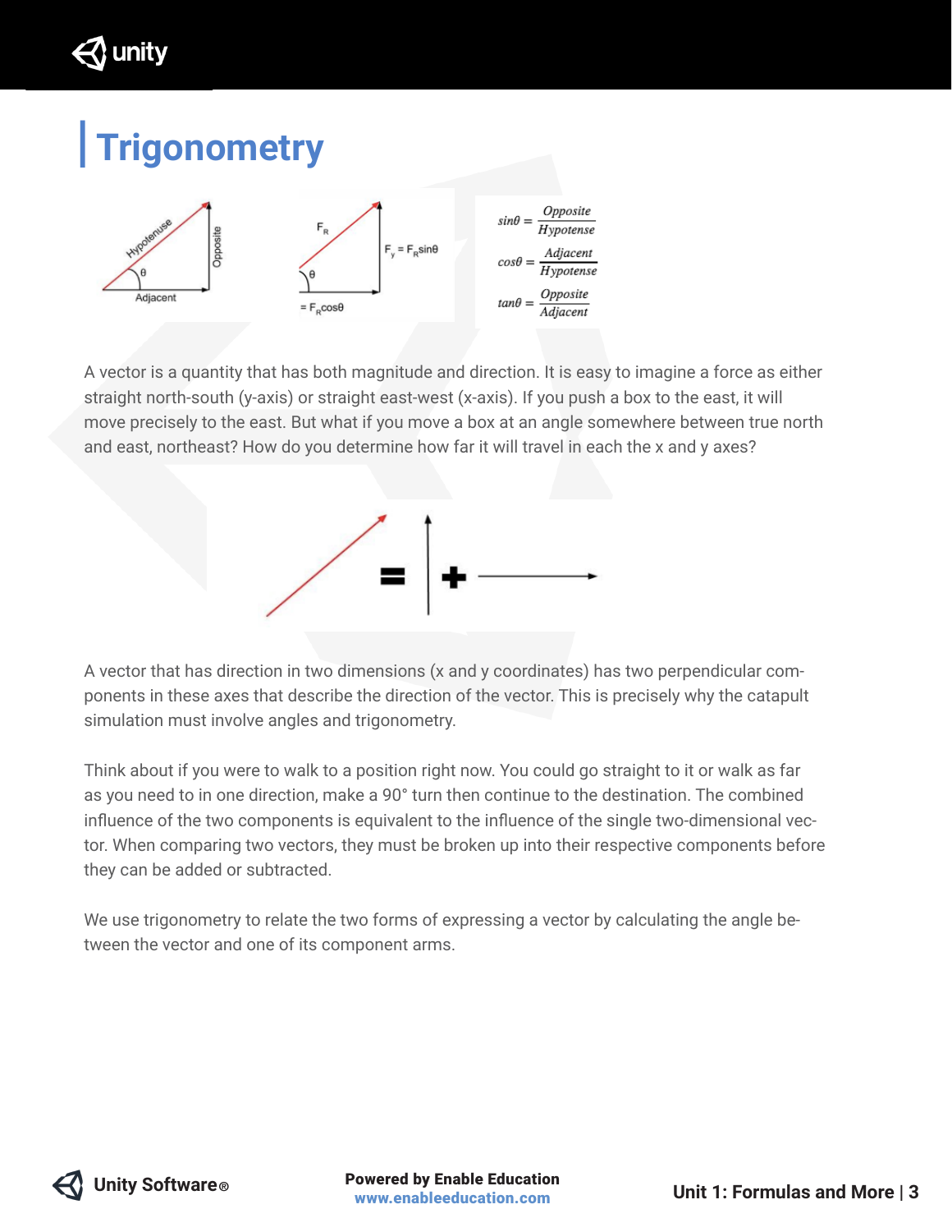# Trigonometry

$$\sin\theta = \frac{Opposite}{Hypotense}$$

$$\cos\theta = \frac{Adjacent}{Hypotense}$$

$$\tan\theta = \frac{Opposite}{Adjacent}$$

A vector is a quantity that has both magnitude and direction. It is easy to imagine a force as either straight north-south (y-axis) or straight east-west (x-axis). If you push a box to the east, it will move precisely to the east. But what if you move a box at an angle somewhere between true north and east, northeast? How do you determine how far it will travel in each the x and y axes?

A vector that has direction in two dimensions (x and y coordinates) has two perpendicular components in these axes that describe the direction of the vector. This is precisely why the catapult simulation must involve angles and trigonometry.

Think about if you were to walk to a position right now. You could go straight to it or walk as far as you need to in one direction, make a 90° turn then continue to the destination. The combined influence of the two components is equivalent to the influence of the single two-dimensional vector. When comparing two vectors, they must be broken up into their respective components before they can be added or subtracted.

We use trigonometry to relate the two forms of expressing a vector by calculating the angle between the vector and one of its component arms.